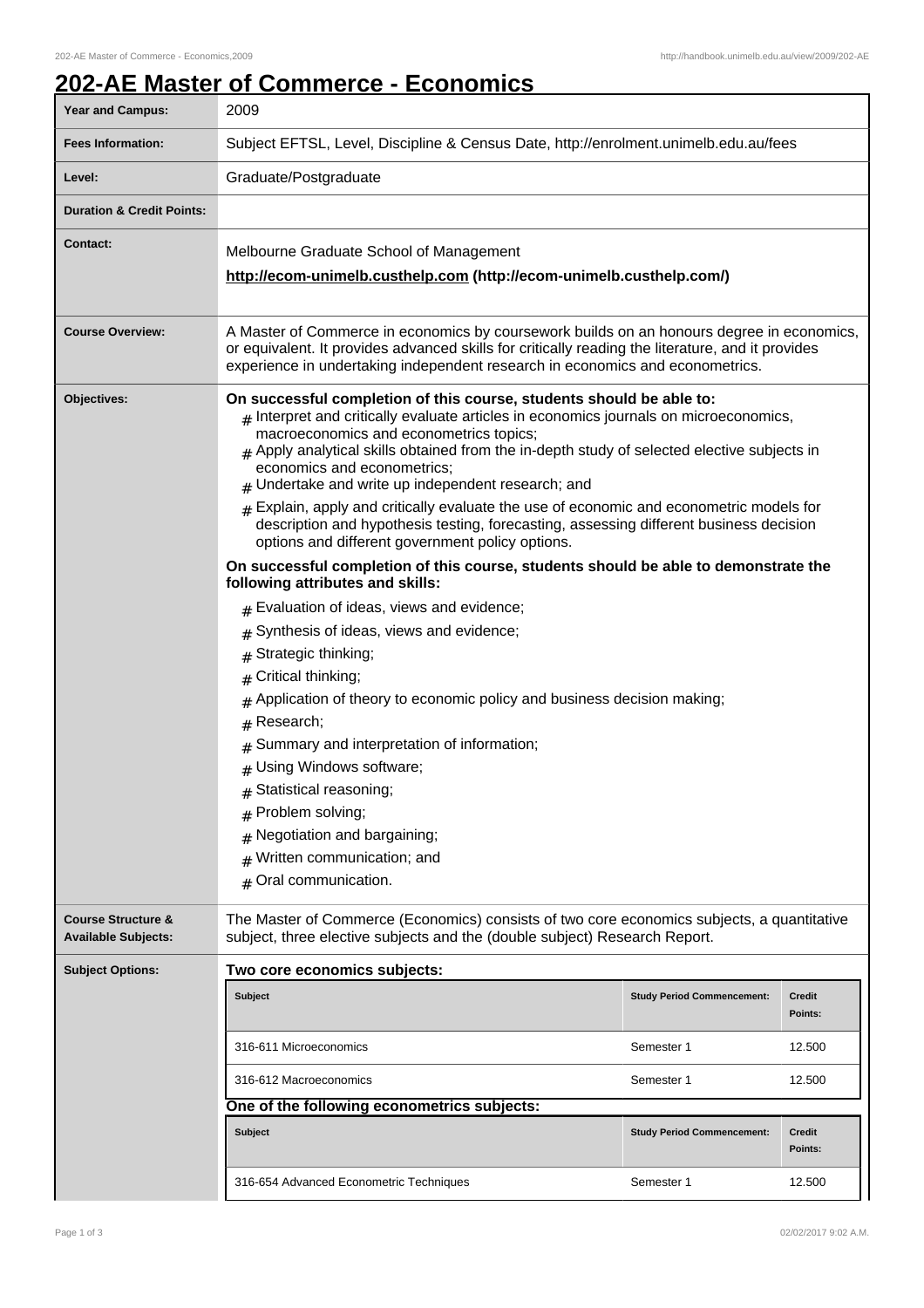# 202-AE Master of Commerce - Economics

| | |
|---|---|
| **Year and Campus:** | 2009 |
| **Fees Information:** | Subject EFTSL, Level, Discipline & Census Date, http://enrolment.unimelb.edu.au/fees |
| **Level:** | Graduate/Postgraduate |
| **Duration & Credit Points:** | |
| **Contact:** | Melbourne Graduate School of Management<br>**http://ecom-unimelb.custhelp.com (http://ecom-unimelb.custhelp.com/)** |
| **Course Overview:** | A Master of Commerce in economics by coursework builds on an honours degree in economics, or equivalent. It provides advanced skills for critically reading the literature, and it provides experience in undertaking independent research in economics and econometrics. |

**Objectives:**

**On successful completion of this course, students should be able to:**

- Interpret and critically evaluate articles in economics journals on microeconomics, macroeconomics and econometrics topics;
- Apply analytical skills obtained from the in-depth study of selected elective subjects in economics and econometrics;
- Undertake and write up independent research; and
- Explain, apply and critically evaluate the use of economic and econometric models for description and hypothesis testing, forecasting, assessing different business decision options and different government policy options.

**On successful completion of this course, students should be able to demonstrate the following attributes and skills:**

- Evaluation of ideas, views and evidence;
- Synthesis of ideas, views and evidence;
- Strategic thinking;
- Critical thinking;
- Application of theory to economic policy and business decision making;
- Research;
- Summary and interpretation of information;
- Using Windows software;
- Statistical reasoning;
- Problem solving;
- Negotiation and bargaining;
- Written communication; and
- Oral communication.

**Course Structure & Available Subjects:**

The Master of Commerce (Economics) consists of two core economics subjects, a quantitative subject, three elective subjects and the (double subject) Research Report.

**Subject Options:**

**Two core economics subjects:**

| Subject | Study Period Commencement: | Credit Points: |
|---|---|---|
| 316-611 Microeconomics | Semester 1 | 12.500 |
| 316-612 Macroeconomics | Semester 1 | 12.500 |

**One of the following econometrics subjects:**

| Subject | Study Period Commencement: | Credit Points: |
|---|---|---|
| 316-654 Advanced Econometric Techniques | Semester 1 | 12.500 |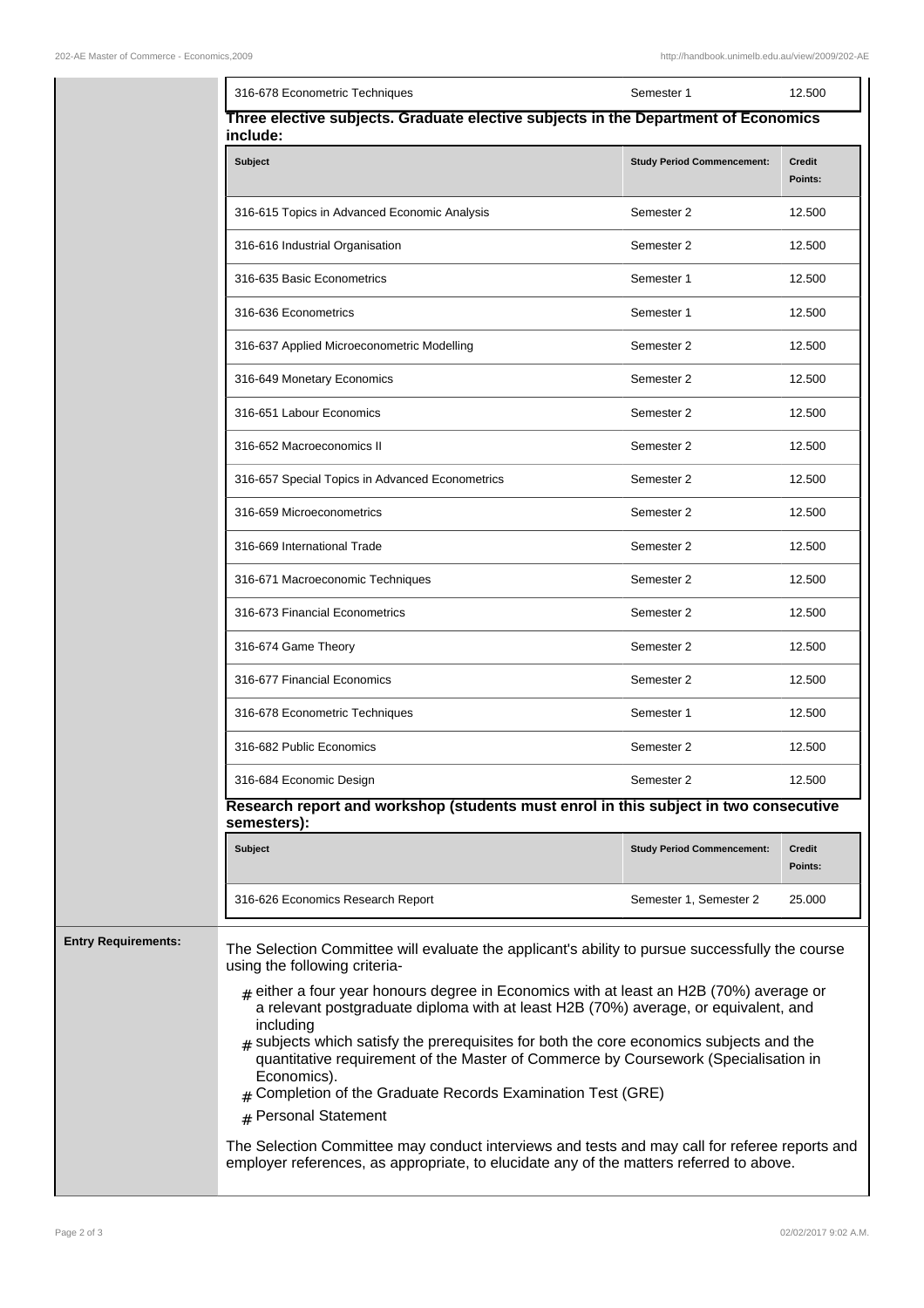| Subject | Study Period Commencement: | Credit Points: |
|---|---|---|
| 316-678 Econometric Techniques | Semester 1 | 12.500 |

**Three elective subjects. Graduate elective subjects in the Department of Economics include:**

| Subject | Study Period Commencement: | Credit Points: |
|---|---|---|
| 316-615 Topics in Advanced Economic Analysis | Semester 2 | 12.500 |
| 316-616 Industrial Organisation | Semester 2 | 12.500 |
| 316-635 Basic Econometrics | Semester 1 | 12.500 |
| 316-636 Econometrics | Semester 1 | 12.500 |
| 316-637 Applied Microeconometric Modelling | Semester 2 | 12.500 |
| 316-649 Monetary Economics | Semester 2 | 12.500 |
| 316-651 Labour Economics | Semester 2 | 12.500 |
| 316-652 Macroeconomics II | Semester 2 | 12.500 |
| 316-657 Special Topics in Advanced Econometrics | Semester 2 | 12.500 |
| 316-659 Microeconometrics | Semester 2 | 12.500 |
| 316-669 International Trade | Semester 2 | 12.500 |
| 316-671 Macroeconomic Techniques | Semester 2 | 12.500 |
| 316-673 Financial Econometrics | Semester 2 | 12.500 |
| 316-674 Game Theory | Semester 2 | 12.500 |
| 316-677 Financial Economics | Semester 2 | 12.500 |
| 316-678 Econometric Techniques | Semester 1 | 12.500 |
| 316-682 Public Economics | Semester 2 | 12.500 |
| 316-684 Economic Design | Semester 2 | 12.500 |

**Research report and workshop (students must enrol in this subject in two consecutive semesters):**

| Subject | Study Period Commencement: | Credit Points: |
|---|---|---|
| 316-626 Economics Research Report | Semester 1, Semester 2 | 25.000 |

**Entry Requirements:**

The Selection Committee will evaluate the applicant's ability to pursue successfully the course using the following criteria-

- either a four year honours degree in Economics with at least an H2B (70%) average or a relevant postgraduate diploma with at least H2B (70%) average, or equivalent, and including
- subjects which satisfy the prerequisites for both the core economics subjects and the quantitative requirement of the Master of Commerce by Coursework (Specialisation in Economics).
- Completion of the Graduate Records Examination Test (GRE)
- Personal Statement

The Selection Committee may conduct interviews and tests and may call for referee reports and employer references, as appropriate, to elucidate any of the matters referred to above.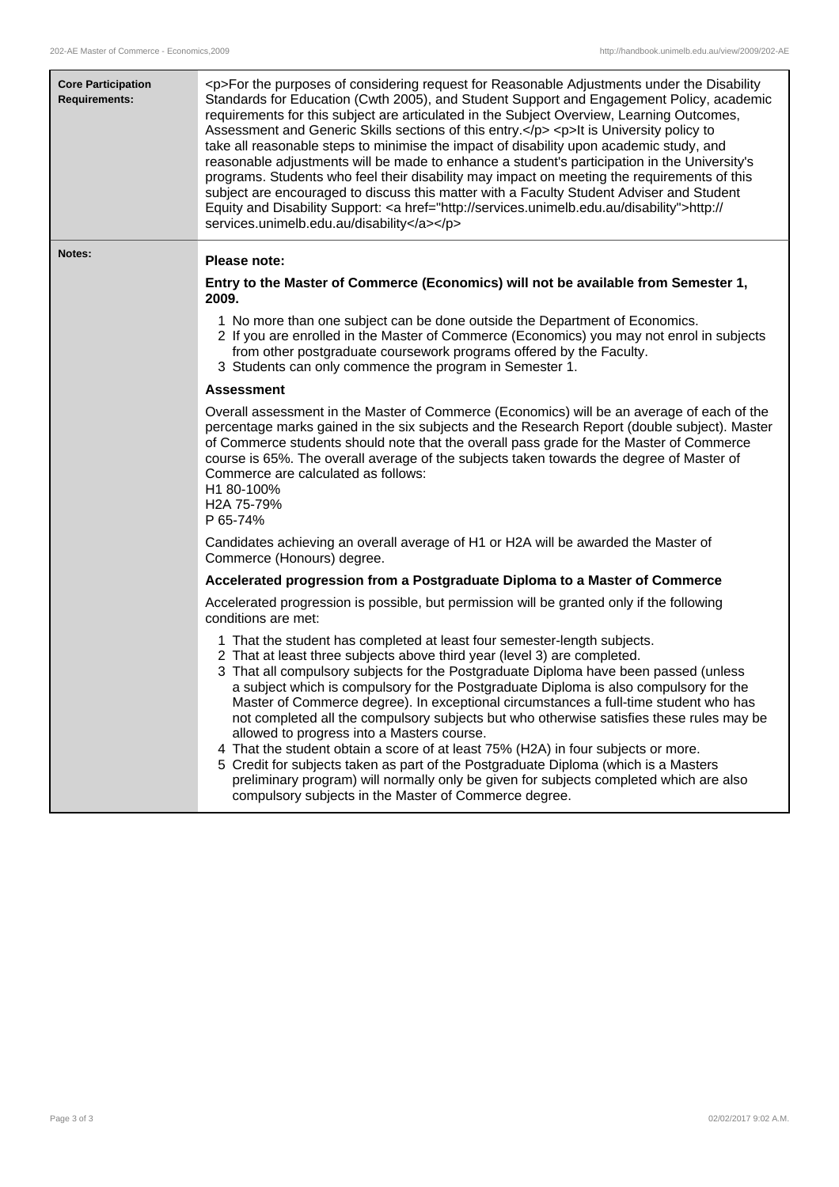| | |
|---|---|
| **Core Participation Requirements:** | <p>For the purposes of considering request for Reasonable Adjustments under the Disability Standards for Education (Cwth 2005), and Student Support and Engagement Policy, academic requirements for this subject are articulated in the Subject Overview, Learning Outcomes, Assessment and Generic Skills sections of this entry.</p> <p>It is University policy to take all reasonable steps to minimise the impact of disability upon academic study, and reasonable adjustments will be made to enhance a student's participation in the University's programs. Students who feel their disability may impact on meeting the requirements of this subject are encouraged to discuss this matter with a Faculty Student Adviser and Student Equity and Disability Support: <a href="http://services.unimelb.edu.au/disability">http://services.unimelb.edu.au/disability</a></p> |

**Notes:**

**Please note:**

**Entry to the Master of Commerce (Economics) will not be available from Semester 1, 2009.**

1 No more than one subject can be done outside the Department of Economics.
2 If you are enrolled in the Master of Commerce (Economics) you may not enrol in subjects from other postgraduate coursework programs offered by the Faculty.
3 Students can only commence the program in Semester 1.

**Assessment**

Overall assessment in the Master of Commerce (Economics) will be an average of each of the percentage marks gained in the six subjects and the Research Report (double subject). Master of Commerce students should note that the overall pass grade for the Master of Commerce course is 65%. The overall average of the subjects taken towards the degree of Master of Commerce are calculated as follows:
H1 80-100%
H2A 75-79%
P 65-74%

Candidates achieving an overall average of H1 or H2A will be awarded the Master of Commerce (Honours) degree.

**Accelerated progression from a Postgraduate Diploma to a Master of Commerce**

Accelerated progression is possible, but permission will be granted only if the following conditions are met:

1 That the student has completed at least four semester-length subjects.
2 That at least three subjects above third year (level 3) are completed.
3 That all compulsory subjects for the Postgraduate Diploma have been passed (unless a subject which is compulsory for the Postgraduate Diploma is also compulsory for the Master of Commerce degree). In exceptional circumstances a full-time student who has not completed all the compulsory subjects but who otherwise satisfies these rules may be allowed to progress into a Masters course.
4 That the student obtain a score of at least 75% (H2A) in four subjects or more.
5 Credit for subjects taken as part of the Postgraduate Diploma (which is a Masters preliminary program) will normally only be given for subjects completed which are also compulsory subjects in the Master of Commerce degree.